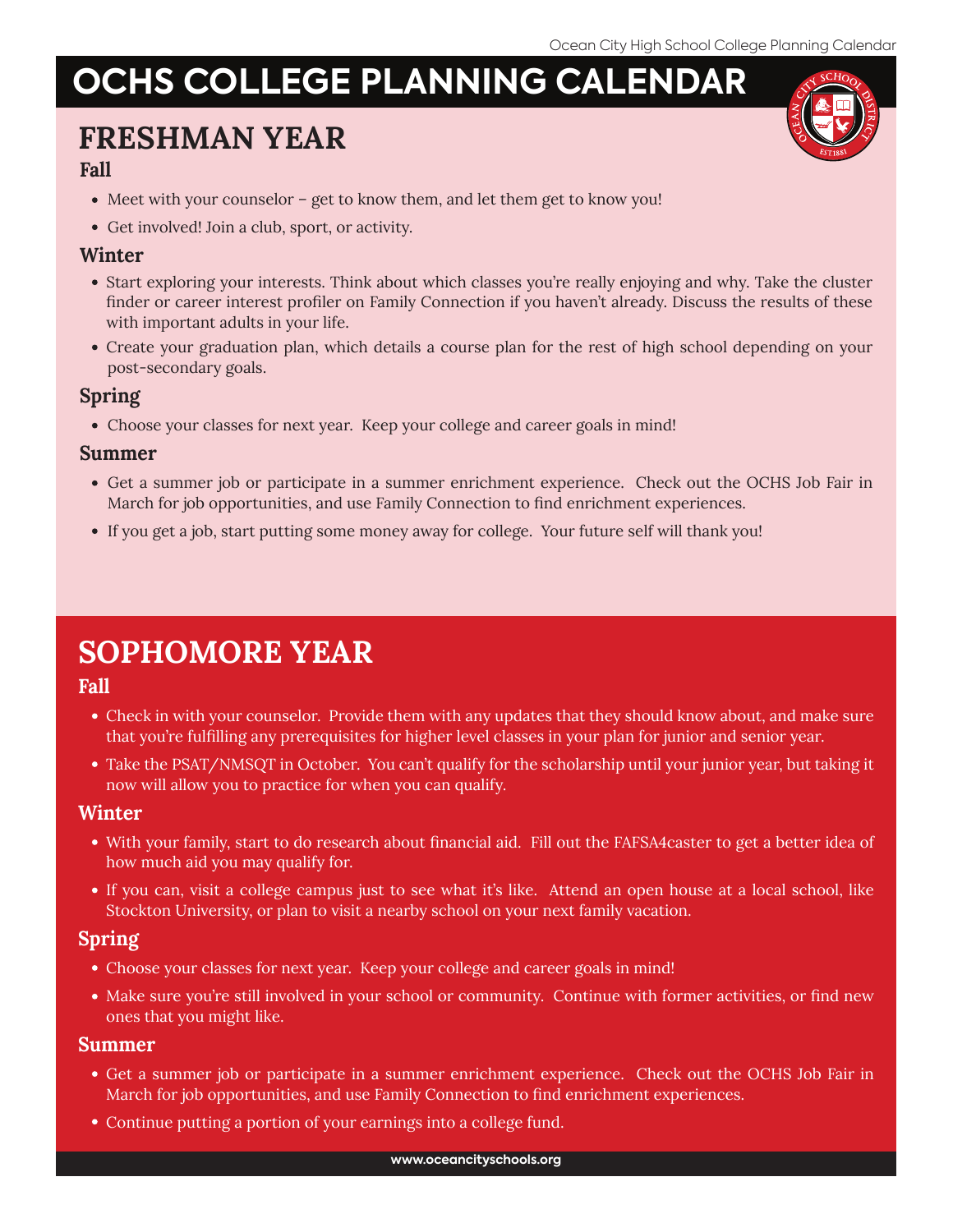# OCHS COLLEGE PLANNING CALENDAR

## FRESHMAN YEAR

### Fall

- Meet with your counselor – get to know them, and let them get to know you!
- Get involved! Join a club, sport, or activity.

### Winter

- Start exploring your interests. Think about which classes you're really enjoying and why. Take the cluster finder or career interest profiler on Family Connection if you haven't already. Discuss the results of these with important adults in your life.
- Create your graduation plan, which details a course plan for the rest of high school depending on your post-secondary goals.

### Spring

- Choose your classes for next year. Keep your college and career goals in mind!

### Summer

- Get a summer job or participate in a summer enrichment experience. Check out the OCHS Job Fair in March for job opportunities, and use Family Connection to find enrichment experiences.
- If you get a job, start putting some money away for college. Your future self will thank you!

## SOPHOMORE YEAR

### Fall

- Check in with your counselor. Provide them with any updates that they should know about, and make sure that you're fulfilling any prerequisites for higher level classes in your plan for junior and senior year.
- Take the PSAT/NMSQT in October. You can't qualify for the scholarship until your junior year, but taking it now will allow you to practice for when you can qualify.

### Winter

- With your family, start to do research about financial aid. Fill out the FAFSA4caster to get a better idea of how much aid you may qualify for.
- If you can, visit a college campus just to see what it's like. Attend an open house at a local school, like Stockton University, or plan to visit a nearby school on your next family vacation.

### Spring

- Choose your classes for next year. Keep your college and career goals in mind!
- Make sure you're still involved in your school or community. Continue with former activities, or find new ones that you might like.

### Summer

- Get a summer job or participate in a summer enrichment experience. Check out the OCHS Job Fair in March for job opportunities, and use Family Connection to find enrichment experiences.
- Continue putting a portion of your earnings into a college fund.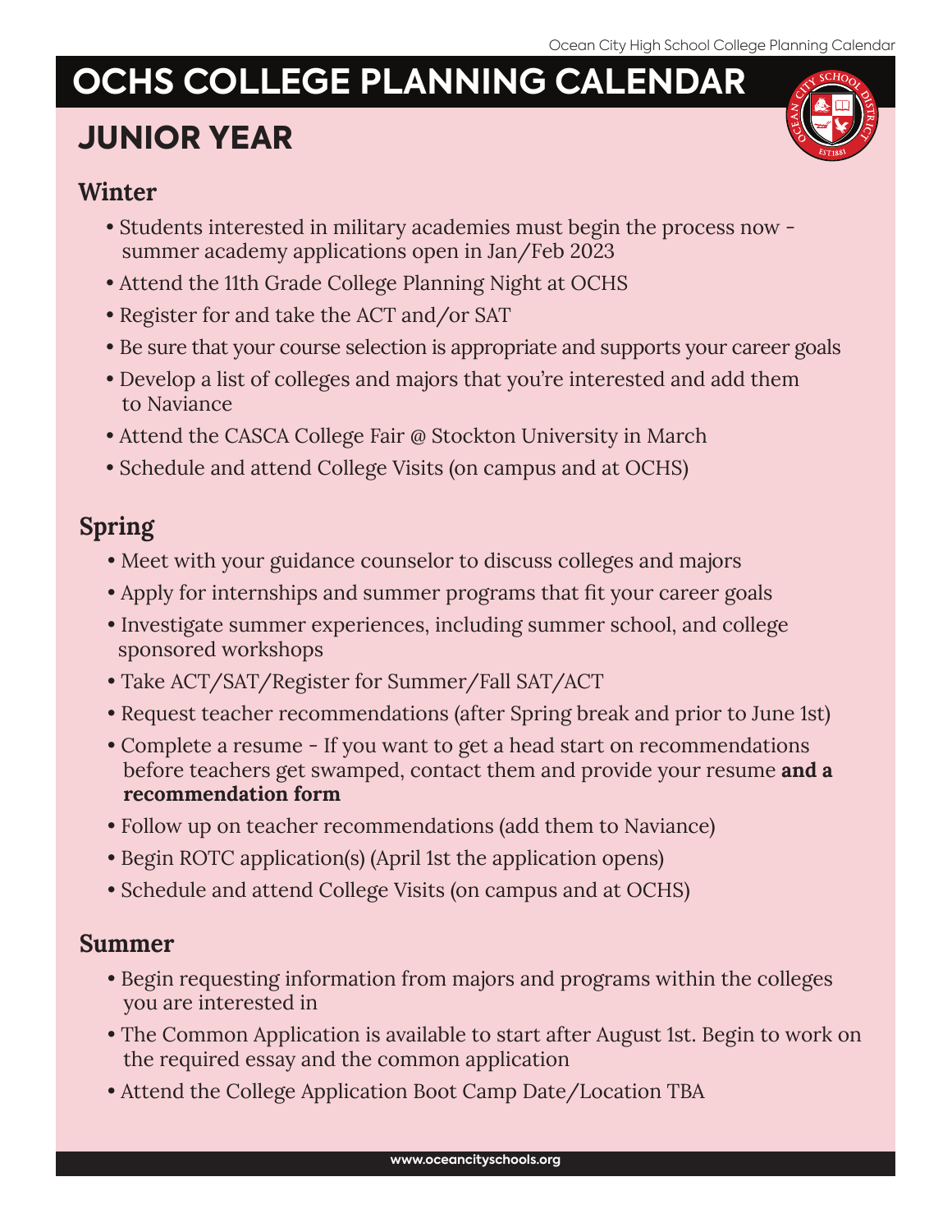# OCHS COLLEGE PLANNING CALENDAR

## JUNIOR YEAR

### Winter

- Students interested in military academies must begin the process now - summer academy applications open in Jan/Feb 2023
- Attend the 11th Grade College Planning Night at OCHS
- Register for and take the ACT and/or SAT
- Be sure that your course selection is appropriate and supports your career goals
- Develop a list of colleges and majors that you're interested and add them to Naviance
- Attend the CASCA College Fair @ Stockton University in March
- Schedule and attend College Visits (on campus and at OCHS)

### Spring

- Meet with your guidance counselor to discuss colleges and majors
- Apply for internships and summer programs that fit your career goals
- Investigate summer experiences, including summer school, and college sponsored workshops
- Take ACT/SAT/Register for Summer/Fall SAT/ACT
- Request teacher recommendations (after Spring break and prior to June 1st)
- Complete a resume - If you want to get a head start on recommendations before teachers get swamped, contact them and provide your resume **and a recommendation form**
- Follow up on teacher recommendations (add them to Naviance)
- Begin ROTC application(s) (April 1st the application opens)
- Schedule and attend College Visits (on campus and at OCHS)

### Summer

- Begin requesting information from majors and programs within the colleges you are interested in
- The Common Application is available to start after August 1st. Begin to work on the required essay and the common application
- Attend the College Application Boot Camp Date/Location TBA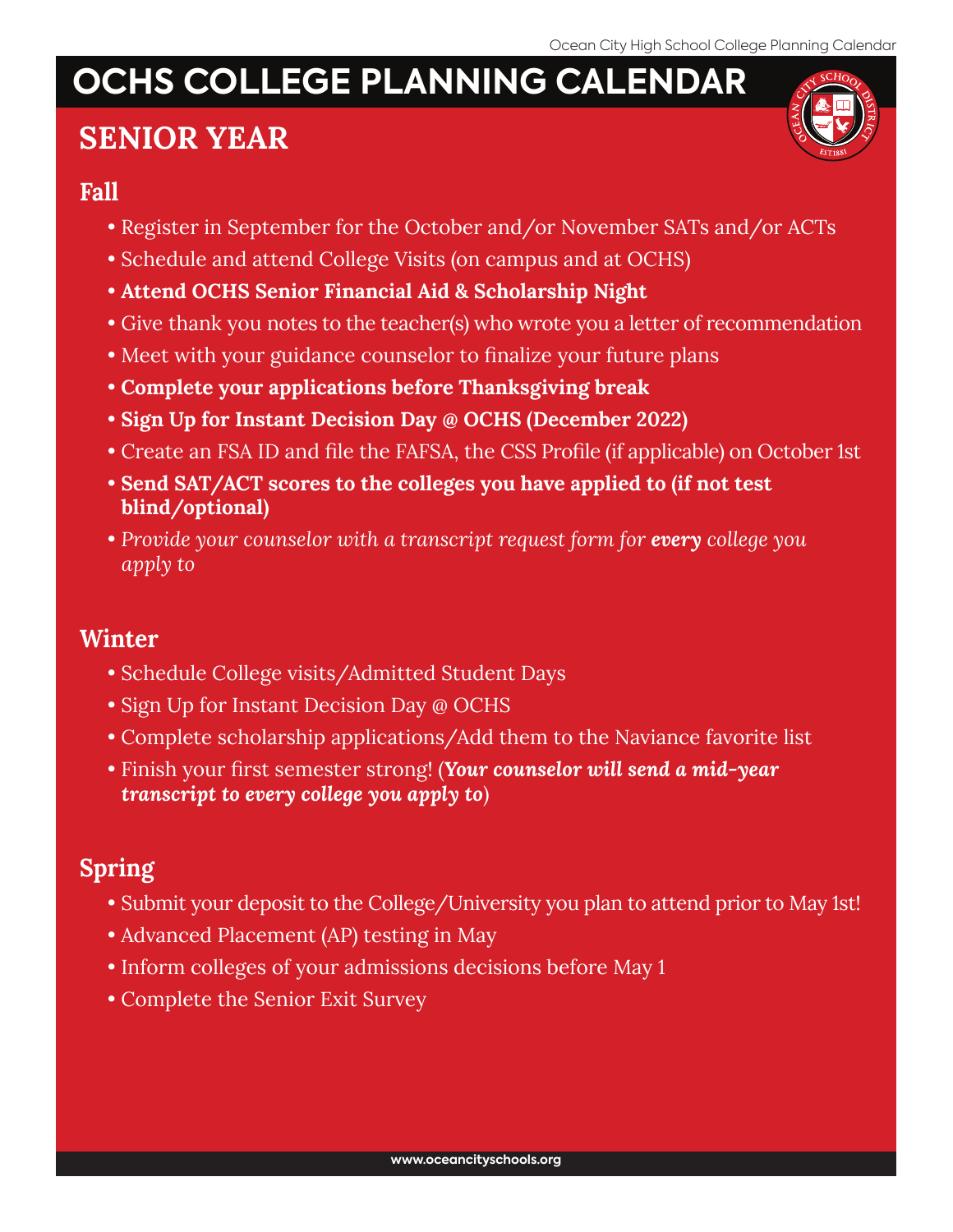# OCHS COLLEGE PLANNING CALENDAR

## SENIOR YEAR

### Fall

- Register in September for the October and/or November SATs and/or ACTs
- Schedule and attend College Visits (on campus and at OCHS)
- **Attend OCHS Senior Financial Aid & Scholarship Night**
- Give thank you notes to the teacher(s) who wrote you a letter of recommendation
- Meet with your guidance counselor to finalize your future plans
- **Complete your applications before Thanksgiving break**
- **Sign Up for Instant Decision Day @ OCHS (December 2022)**
- Create an FSA ID and file the FAFSA, the CSS Profile (if applicable) on October 1st
- **Send SAT/ACT scores to the colleges you have applied to (if not test blind/optional)**
- *Provide your counselor with a transcript request form for **every** college you apply to*

### Winter

- Schedule College visits/Admitted Student Days
- Sign Up for Instant Decision Day @ OCHS
- Complete scholarship applications/Add them to the Naviance favorite list
- Finish your first semester strong! (***Your counselor will send a mid-year transcript to every college you apply to***)

### Spring

- Submit your deposit to the College/University you plan to attend prior to May 1st!
- Advanced Placement (AP) testing in May
- Inform colleges of your admissions decisions before May 1
- Complete the Senior Exit Survey